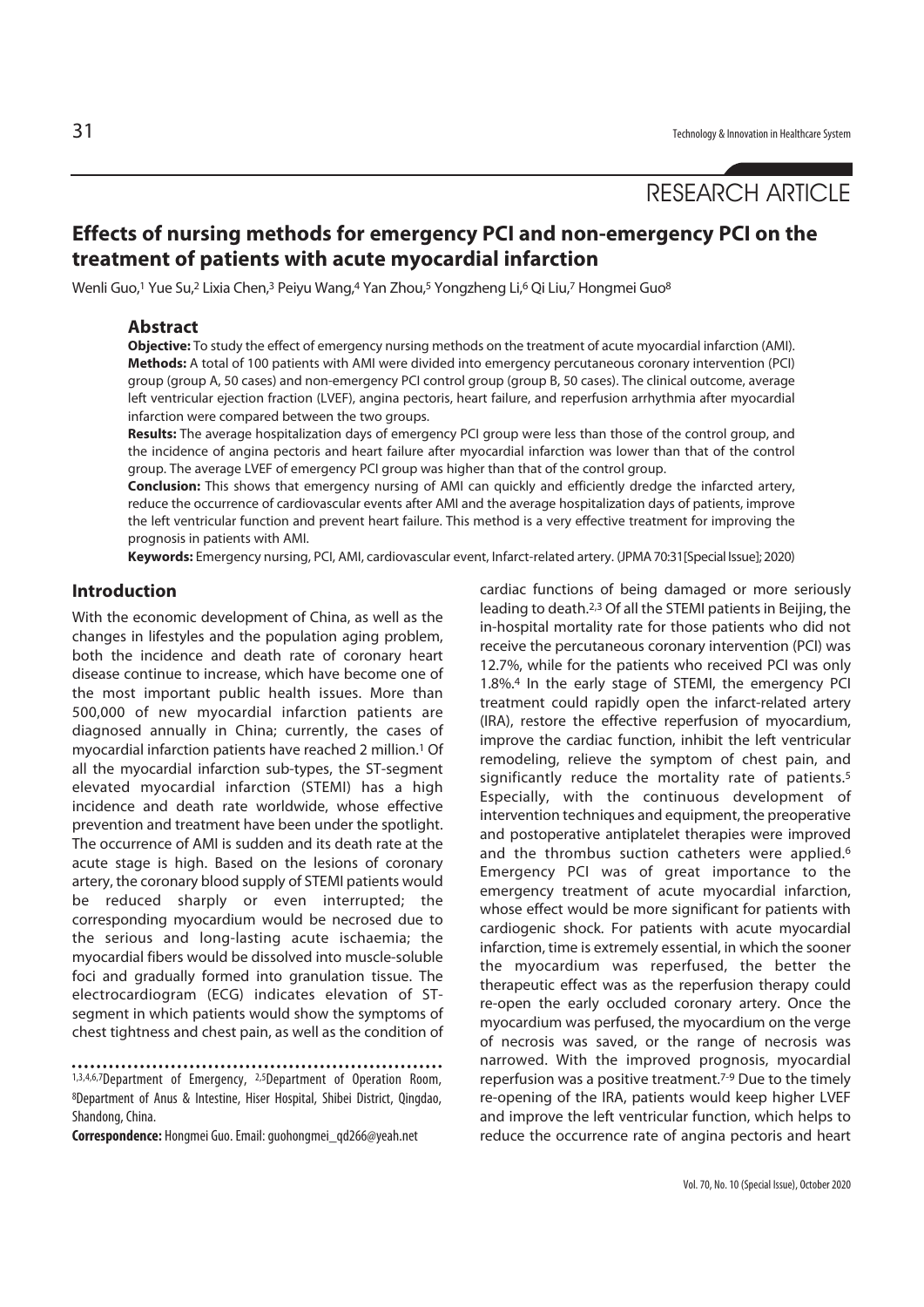RESEARCH ARTICLE

# Effects of nursing methods for emergency PCI and non-emergency PCI on the treatment of patients with acute myocardial infarction

Wenli Guo,[1] Yue Su,[2] Lixia Chen,[3] Peiyu Wang,[4] Yan Zhou,[5] Yongzheng Li,[6] Qi Liu,[7] Hongmei Guo[8]

## Abstract

**Objective:** To study the effect of emergency nursing methods on the treatment of acute myocardial infarction (AMI).

**Methods:** A total of 100 patients with AMI were divided into emergency percutaneous coronary intervention (PCI) group (group A, 50 cases) and non-emergency PCI control group (group B, 50 cases). The clinical outcome, average left ventricular ejection fraction (LVEF), angina pectoris, heart failure, and reperfusion arrhythmia after myocardial infarction were compared between the two groups.

**Results:** The average hospitalization days of emergency PCI group were less than those of the control group, and the incidence of angina pectoris and heart failure after myocardial infarction was lower than that of the control group. The average LVEF of emergency PCI group was higher than that of the control group.

**Conclusion:** This shows that emergency nursing of AMI can quickly and efficiently dredge the infarcted artery, reduce the occurrence of cardiovascular events after AMI and the average hospitalization days of patients, improve the left ventricular function and prevent heart failure. This method is a very effective treatment for improving the prognosis in patients with AMI.

**Keywords:** Emergency nursing, PCI, AMI, cardiovascular event, Infarct-related artery. (JPMA 70:31[Special Issue]; 2020)

## Introduction

With the economic development of China, as well as the changes in lifestyles and the population aging problem, both the incidence and death rate of coronary heart disease continue to increase, which have become one of the most important public health issues. More than 500,000 of new myocardial infarction patients are diagnosed annually in China; currently, the cases of myocardial infarction patients have reached 2 million.[1] Of all the myocardial infarction sub-types, the ST-segment elevated myocardial infarction (STEMI) has a high incidence and death rate worldwide, whose effective prevention and treatment have been under the spotlight. The occurrence of AMI is sudden and its death rate at the acute stage is high. Based on the lesions of coronary artery, the coronary blood supply of STEMI patients would be reduced sharply or even interrupted; the corresponding myocardium would be necrosed due to the serious and long-lasting acute ischaemia; the myocardial fibers would be dissolved into muscle-soluble foci and gradually formed into granulation tissue. The electrocardiogram (ECG) indicates elevation of ST-segment in which patients would show the symptoms of chest tightness and chest pain, as well as the condition of cardiac functions of being damaged or more seriously leading to death.[2,3] Of all the STEMI patients in Beijing, the in-hospital mortality rate for those patients who did not receive the percutaneous coronary intervention (PCI) was 12.7%, while for the patients who received PCI was only 1.8%.[4] In the early stage of STEMI, the emergency PCI treatment could rapidly open the infarct-related artery (IRA), restore the effective reperfusion of myocardium, improve the cardiac function, inhibit the left ventricular remodeling, relieve the symptom of chest pain, and significantly reduce the mortality rate of patients.[5] Especially, with the continuous development of intervention techniques and equipment, the preoperative and postoperative antiplatelet therapies were improved and the thrombus suction catheters were applied.[6] Emergency PCI was of great importance to the emergency treatment of acute myocardial infarction, whose effect would be more significant for patients with cardiogenic shock. For patients with acute myocardial infarction, time is extremely essential, in which the sooner the myocardium was reperfused, the better the therapeutic effect was as the reperfusion therapy could re-open the early occluded coronary artery. Once the myocardium was perfused, the myocardium on the verge of necrosis was saved, or the range of necrosis was narrowed. With the improved prognosis, myocardial reperfusion was a positive treatment.[7-9] Due to the timely re-opening of the IRA, patients would keep higher LVEF and improve the left ventricular function, which helps to reduce the occurrence rate of angina pectoris and heart

[1,3,4,6,7]Department of Emergency, [2,5]Department of Operation Room, [8]Department of Anus & Intestine, Hiser Hospital, Shibei District, Qingdao, Shandong, China.

**Correspondence:** Hongmei Guo. Email: guohongmei_qd266@yeah.net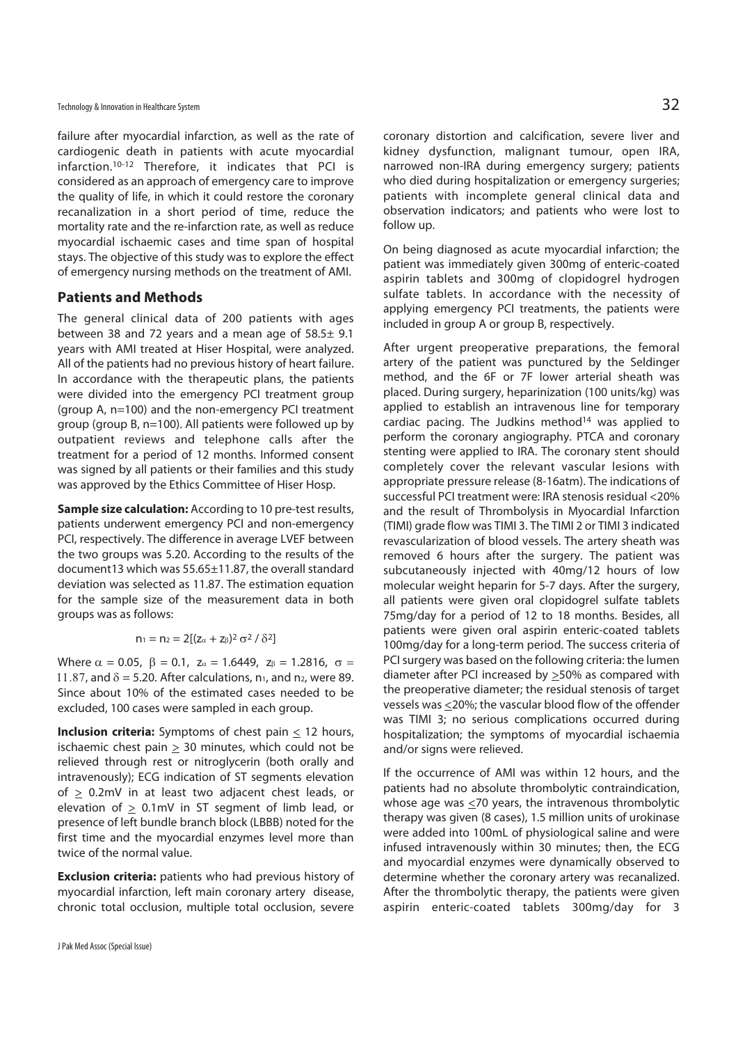failure after myocardial infarction, as well as the rate of cardiogenic death in patients with acute myocardial infarction.[10-12] Therefore, it indicates that PCI is considered as an approach of emergency care to improve the quality of life, in which it could restore the coronary recanalization in a short period of time, reduce the mortality rate and the re-infarction rate, as well as reduce myocardial ischaemic cases and time span of hospital stays. The objective of this study was to explore the effect of emergency nursing methods on the treatment of AMI.

## Patients and Methods

The general clinical data of 200 patients with ages between 38 and 72 years and a mean age of 58.5± 9.1 years with AMI treated at Hiser Hospital, were analyzed. All of the patients had no previous history of heart failure. In accordance with the therapeutic plans, the patients were divided into the emergency PCI treatment group (group A, n=100) and the non-emergency PCI treatment group (group B, n=100). All patients were followed up by outpatient reviews and telephone calls after the treatment for a period of 12 months. Informed consent was signed by all patients or their families and this study was approved by the Ethics Committee of Hiser Hosp.

**Sample size calculation:** According to 10 pre-test results, patients underwent emergency PCI and non-emergency PCI, respectively. The difference in average LVEF between the two groups was 5.20. According to the results of the document13 which was 55.65±11.87, the overall standard deviation was selected as 11.87. The estimation equation for the sample size of the measurement data in both groups was as follows:

$$n_1 = n_2 = 2[(z_\alpha + z_\beta)^2 \sigma^2 / \delta^2]$$

Where $\alpha = 0.05$, $\beta = 0.1$, $z_\alpha = 1.6449$, $z_\beta = 1.2816$, $\sigma = 11.87$, and $\delta = 5.20$. After calculations, $n_1$, and $n_2$, were 89. Since about 10% of the estimated cases needed to be excluded, 100 cases were sampled in each group.

**Inclusion criteria:** Symptoms of chest pain $\leq$ 12 hours, ischaemic chest pain $\geq$ 30 minutes, which could not be relieved through rest or nitroglycerin (both orally and intravenously); ECG indication of ST segments elevation of $\geq$ 0.2mV in at least two adjacent chest leads, or elevation of $\geq$ 0.1mV in ST segment of limb lead, or presence of left bundle branch block (LBBB) noted for the first time and the myocardial enzymes level more than twice of the normal value.

**Exclusion criteria:** patients who had previous history of myocardial infarction, left main coronary artery disease, chronic total occlusion, multiple total occlusion, severe coronary distortion and calcification, severe liver and kidney dysfunction, malignant tumour, open IRA, narrowed non-IRA during emergency surgery; patients who died during hospitalization or emergency surgeries; patients with incomplete general clinical data and observation indicators; and patients who were lost to follow up.

On being diagnosed as acute myocardial infarction; the patient was immediately given 300mg of enteric-coated aspirin tablets and 300mg of clopidogrel hydrogen sulfate tablets. In accordance with the necessity of applying emergency PCI treatments, the patients were included in group A or group B, respectively.

After urgent preoperative preparations, the femoral artery of the patient was punctured by the Seldinger method, and the 6F or 7F lower arterial sheath was placed. During surgery, heparinization (100 units/kg) was applied to establish an intravenous line for temporary cardiac pacing. The Judkins method[14] was applied to perform the coronary angiography. PTCA and coronary stenting were applied to IRA. The coronary stent should completely cover the relevant vascular lesions with appropriate pressure release (8-16atm). The indications of successful PCI treatment were: IRA stenosis residual <20% and the result of Thrombolysis in Myocardial Infarction (TIMI) grade flow was TIMI 3. The TIMI 2 or TIMI 3 indicated revascularization of blood vessels. The artery sheath was removed 6 hours after the surgery. The patient was subcutaneously injected with 40mg/12 hours of low molecular weight heparin for 5-7 days. After the surgery, all patients were given oral clopidogrel sulfate tablets 75mg/day for a period of 12 to 18 months. Besides, all patients were given oral aspirin enteric-coated tablets 100mg/day for a long-term period. The success criteria of PCI surgery was based on the following criteria: the lumen diameter after PCI increased by $\geq$50% as compared with the preoperative diameter; the residual stenosis of target vessels was $\leq$20%; the vascular blood flow of the offender was TIMI 3; no serious complications occurred during hospitalization; the symptoms of myocardial ischaemia and/or signs were relieved.

If the occurrence of AMI was within 12 hours, and the patients had no absolute thrombolytic contraindication, whose age was $\leq$70 years, the intravenous thrombolytic therapy was given (8 cases), 1.5 million units of urokinase were added into 100mL of physiological saline and were infused intravenously within 30 minutes; then, the ECG and myocardial enzymes were dynamically observed to determine whether the coronary artery was recanalized. After the thrombolytic therapy, the patients were given aspirin enteric-coated tablets 300mg/day for 3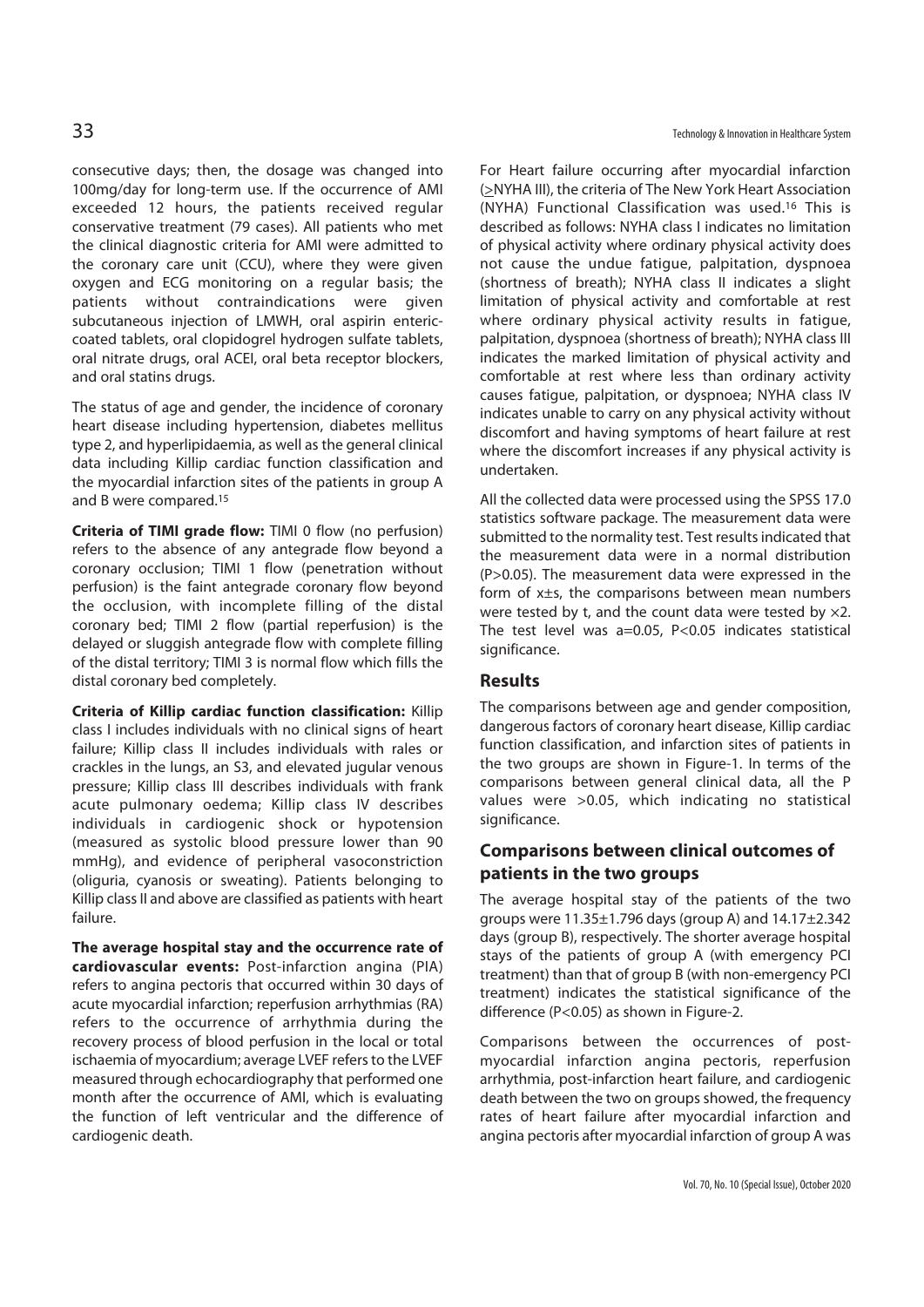consecutive days; then, the dosage was changed into 100mg/day for long-term use. If the occurrence of AMI exceeded 12 hours, the patients received regular conservative treatment (79 cases). All patients who met the clinical diagnostic criteria for AMI were admitted to the coronary care unit (CCU), where they were given oxygen and ECG monitoring on a regular basis; the patients without contraindications were given subcutaneous injection of LMWH, oral aspirin enteric-coated tablets, oral clopidogrel hydrogen sulfate tablets, oral nitrate drugs, oral ACEI, oral beta receptor blockers, and oral statins drugs.

The status of age and gender, the incidence of coronary heart disease including hypertension, diabetes mellitus type 2, and hyperlipidaemia, as well as the general clinical data including Killip cardiac function classification and the myocardial infarction sites of the patients in group A and B were compared.[15]

**Criteria of TIMI grade flow:** TIMI 0 flow (no perfusion) refers to the absence of any antegrade flow beyond a coronary occlusion; TIMI 1 flow (penetration without perfusion) is the faint antegrade coronary flow beyond the occlusion, with incomplete filling of the distal coronary bed; TIMI 2 flow (partial reperfusion) is the delayed or sluggish antegrade flow with complete filling of the distal territory; TIMI 3 is normal flow which fills the distal coronary bed completely.

**Criteria of Killip cardiac function classification:** Killip class I includes individuals with no clinical signs of heart failure; Killip class II includes individuals with rales or crackles in the lungs, an S3, and elevated jugular venous pressure; Killip class III describes individuals with frank acute pulmonary oedema; Killip class IV describes individuals in cardiogenic shock or hypotension (measured as systolic blood pressure lower than 90 mmHg), and evidence of peripheral vasoconstriction (oliguria, cyanosis or sweating). Patients belonging to Killip class II and above are classified as patients with heart failure.

**The average hospital stay and the occurrence rate of cardiovascular events:** Post-infarction angina (PIA) refers to angina pectoris that occurred within 30 days of acute myocardial infarction; reperfusion arrhythmias (RA) refers to the occurrence of arrhythmia during the recovery process of blood perfusion in the local or total ischaemia of myocardium; average LVEF refers to the LVEF measured through echocardiography that performed one month after the occurrence of AMI, which is evaluating the function of left ventricular and the difference of cardiogenic death.

For Heart failure occurring after myocardial infarction (≥NYHA III), the criteria of The New York Heart Association (NYHA) Functional Classification was used.[16] This is described as follows: NYHA class I indicates no limitation of physical activity where ordinary physical activity does not cause the undue fatigue, palpitation, dyspnoea (shortness of breath); NYHA class II indicates a slight limitation of physical activity and comfortable at rest where ordinary physical activity results in fatigue, palpitation, dyspnoea (shortness of breath); NYHA class III indicates the marked limitation of physical activity and comfortable at rest where less than ordinary activity causes fatigue, palpitation, or dyspnoea; NYHA class IV indicates unable to carry on any physical activity without discomfort and having symptoms of heart failure at rest where the discomfort increases if any physical activity is undertaken.

All the collected data were processed using the SPSS 17.0 statistics software package. The measurement data were submitted to the normality test. Test results indicated that the measurement data were in a normal distribution ($P>0.05$). The measurement data were expressed in the form of $x \pm s$, the comparisons between mean numbers were tested by t, and the count data were tested by $\times 2$. The test level was a=0.05, $P<0.05$ indicates statistical significance.

## Results

The comparisons between age and gender composition, dangerous factors of coronary heart disease, Killip cardiac function classification, and infarction sites of patients in the two groups are shown in Figure-1. In terms of the comparisons between general clinical data, all the P values were >0.05, which indicating no statistical significance.

## Comparisons between clinical outcomes of patients in the two groups

The average hospital stay of the patients of the two groups were 11.35±1.796 days (group A) and 14.17±2.342 days (group B), respectively. The shorter average hospital stays of the patients of group A (with emergency PCI treatment) than that of group B (with non-emergency PCI treatment) indicates the statistical significance of the difference ($P<0.05$) as shown in Figure-2.

Comparisons between the occurrences of post-myocardial infarction angina pectoris, reperfusion arrhythmia, post-infarction heart failure, and cardiogenic death between the two on groups showed, the frequency rates of heart failure after myocardial infarction and angina pectoris after myocardial infarction of group A was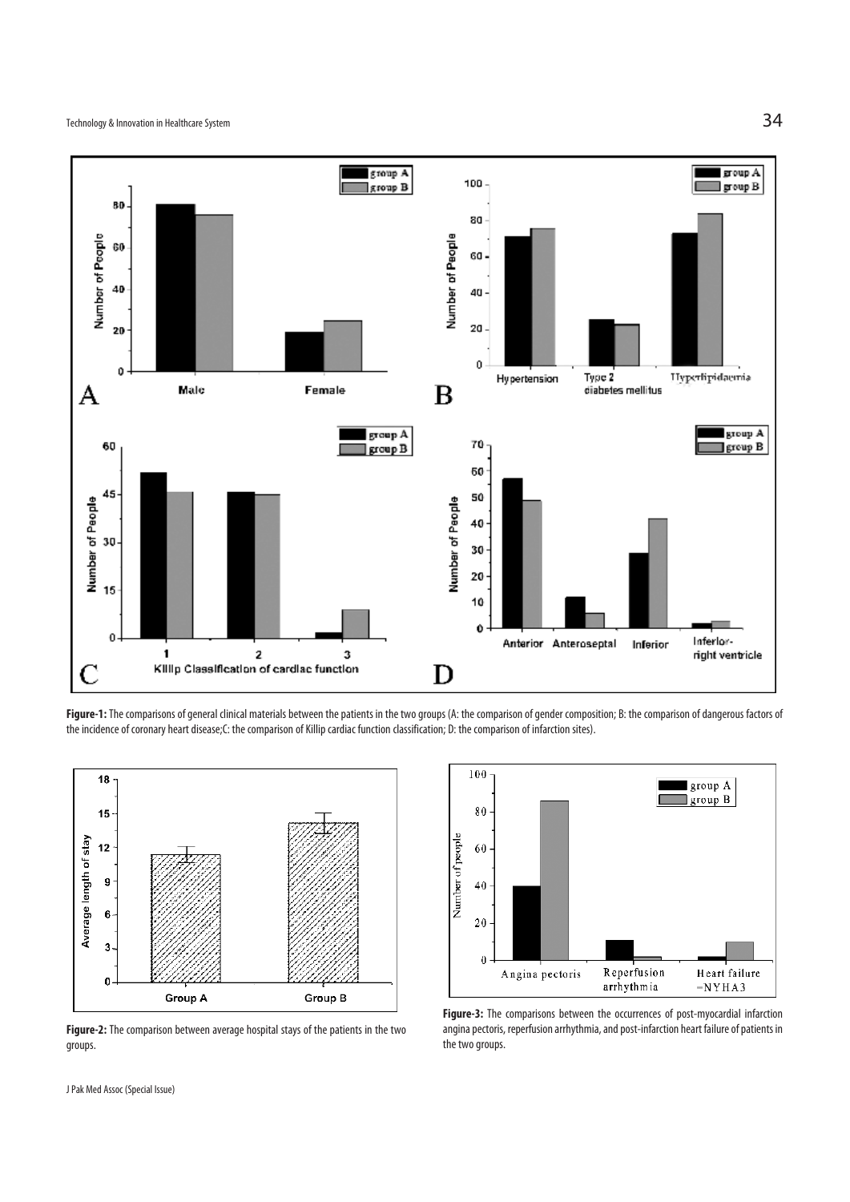**Figure-1:** The comparisons of general clinical materials between the patients in the two groups (A: the comparison of gender composition; B: the comparison of dangerous factors of the incidence of coronary heart disease;C: the comparison of Killip cardiac function classification; D: the comparison of infarction sites).

**Figure-2:** The comparison between average hospital stays of the patients in the two groups.

**Figure-3:** The comparisons between the occurrences of post-myocardial infarction angina pectoris, reperfusion arrhythmia, and post-infarction heart failure of patients in the two groups.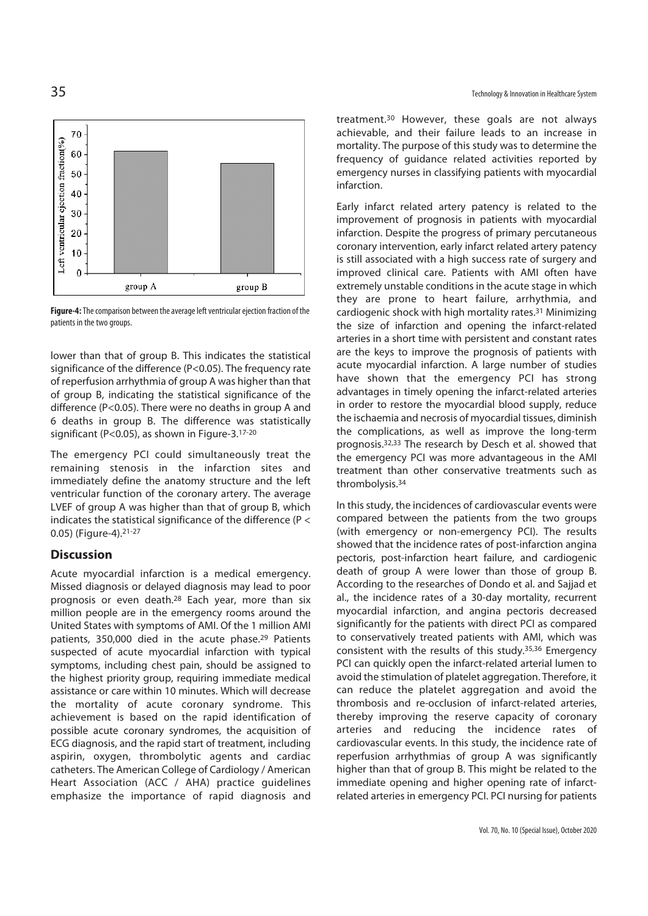Figure-4: The comparison between the average left ventricular ejection fraction of the patients in the two groups.

lower than that of group B. This indicates the statistical significance of the difference ($P<0.05$). The frequency rate of reperfusion arrhythmia of group A was higher than that of group B, indicating the statistical significance of the difference ($P<0.05$). There were no deaths in group A and 6 deaths in group B. The difference was statistically significant ($P<0.05$), as shown in Figure-3.[17-20]

The emergency PCI could simultaneously treat the remaining stenosis in the infarction sites and immediately define the anatomy structure and the left ventricular function of the coronary artery. The average LVEF of group A was higher than that of group B, which indicates the statistical significance of the difference ($P < 0.05$) (Figure-4).[21-27]

## Discussion

Acute myocardial infarction is a medical emergency. Missed diagnosis or delayed diagnosis may lead to poor prognosis or even death.[28] Each year, more than six million people are in the emergency rooms around the United States with symptoms of AMI. Of the 1 million AMI patients, 350,000 died in the acute phase.[29] Patients suspected of acute myocardial infarction with typical symptoms, including chest pain, should be assigned to the highest priority group, requiring immediate medical assistance or care within 10 minutes. Which will decrease the mortality of acute coronary syndrome. This achievement is based on the rapid identification of possible acute coronary syndromes, the acquisition of ECG diagnosis, and the rapid start of treatment, including aspirin, oxygen, thrombolytic agents and cardiac catheters. The American College of Cardiology / American Heart Association (ACC / AHA) practice guidelines emphasize the importance of rapid diagnosis and treatment.[30] However, these goals are not always achievable, and their failure leads to an increase in mortality. The purpose of this study was to determine the frequency of guidance related activities reported by emergency nurses in classifying patients with myocardial infarction.

Early infarct related artery patency is related to the improvement of prognosis in patients with myocardial infarction. Despite the progress of primary percutaneous coronary intervention, early infarct related artery patency is still associated with a high success rate of surgery and improved clinical care. Patients with AMI often have extremely unstable conditions in the acute stage in which they are prone to heart failure, arrhythmia, and cardiogenic shock with high mortality rates.[31] Minimizing the size of infarction and opening the infarct-related arteries in a short time with persistent and constant rates are the keys to improve the prognosis of patients with acute myocardial infarction. A large number of studies have shown that the emergency PCI has strong advantages in timely opening the infarct-related arteries in order to restore the myocardial blood supply, reduce the ischaemia and necrosis of myocardial tissues, diminish the complications, as well as improve the long-term prognosis.[32,33] The research by Desch et al. showed that the emergency PCI was more advantageous in the AMI treatment than other conservative treatments such as thrombolysis.[34]

In this study, the incidences of cardiovascular events were compared between the patients from the two groups (with emergency or non-emergency PCI). The results showed that the incidence rates of post-infarction angina pectoris, post-infarction heart failure, and cardiogenic death of group A were lower than those of group B. According to the researches of Dondo et al. and Sajjad et al., the incidence rates of a 30-day mortality, recurrent myocardial infarction, and angina pectoris decreased significantly for the patients with direct PCI as compared to conservatively treated patients with AMI, which was consistent with the results of this study.[35,36] Emergency PCI can quickly open the infarct-related arterial lumen to avoid the stimulation of platelet aggregation. Therefore, it can reduce the platelet aggregation and avoid the thrombosis and re-occlusion of infarct-related arteries, thereby improving the reserve capacity of coronary arteries and reducing the incidence rates of cardiovascular events. In this study, the incidence rate of reperfusion arrhythmias of group A was significantly higher than that of group B. This might be related to the immediate opening and higher opening rate of infarct-related arteries in emergency PCI. PCI nursing for patients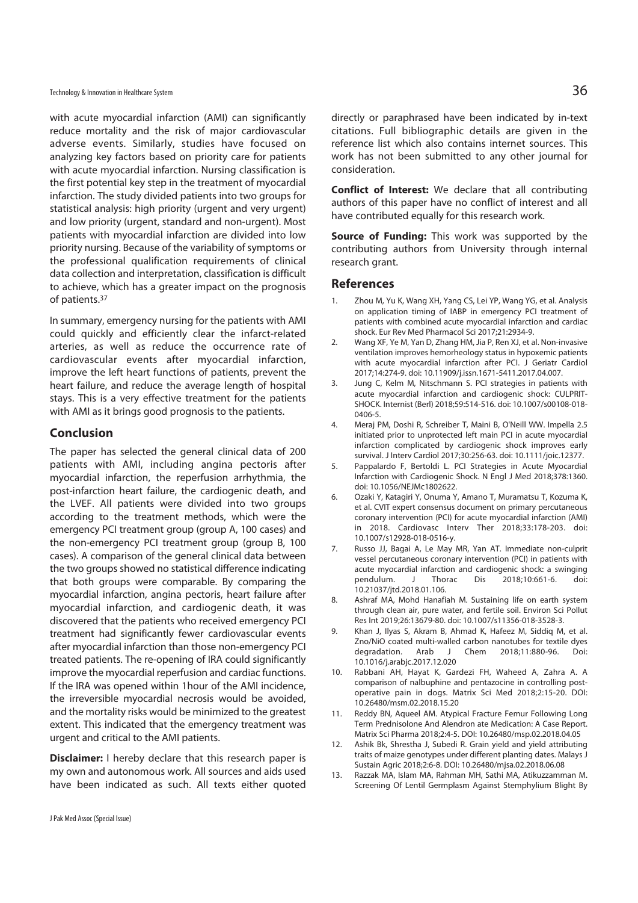with acute myocardial infarction (AMI) can significantly reduce mortality and the risk of major cardiovascular adverse events. Similarly, studies have focused on analyzing key factors based on priority care for patients with acute myocardial infarction. Nursing classification is the first potential key step in the treatment of myocardial infarction. The study divided patients into two groups for statistical analysis: high priority (urgent and very urgent) and low priority (urgent, standard and non-urgent). Most patients with myocardial infarction are divided into low priority nursing. Because of the variability of symptoms or the professional qualification requirements of clinical data collection and interpretation, classification is difficult to achieve, which has a greater impact on the prognosis of patients.[37]

In summary, emergency nursing for the patients with AMI could quickly and efficiently clear the infarct-related arteries, as well as reduce the occurrence rate of cardiovascular events after myocardial infarction, improve the left heart functions of patients, prevent the heart failure, and reduce the average length of hospital stays. This is a very effective treatment for the patients with AMI as it brings good prognosis to the patients.

## Conclusion

The paper has selected the general clinical data of 200 patients with AMI, including angina pectoris after myocardial infarction, the reperfusion arrhythmia, the post-infarction heart failure, the cardiogenic death, and the LVEF. All patients were divided into two groups according to the treatment methods, which were the emergency PCI treatment group (group A, 100 cases) and the non-emergency PCI treatment group (group B, 100 cases). A comparison of the general clinical data between the two groups showed no statistical difference indicating that both groups were comparable. By comparing the myocardial infarction, angina pectoris, heart failure after myocardial infarction, and cardiogenic death, it was discovered that the patients who received emergency PCI treatment had significantly fewer cardiovascular events after myocardial infarction than those non-emergency PCI treated patients. The re-opening of IRA could significantly improve the myocardial reperfusion and cardiac functions. If the IRA was opened within 1hour of the AMI incidence, the irreversible myocardial necrosis would be avoided, and the mortality risks would be minimized to the greatest extent. This indicated that the emergency treatment was urgent and critical to the AMI patients.

**Disclaimer:** I hereby declare that this research paper is my own and autonomous work. All sources and aids used have been indicated as such. All texts either quoted directly or paraphrased have been indicated by in-text citations. Full bibliographic details are given in the reference list which also contains internet sources. This work has not been submitted to any other journal for consideration.

**Conflict of Interest:** We declare that all contributing authors of this paper have no conflict of interest and all have contributed equally for this research work.

**Source of Funding:** This work was supported by the contributing authors from University through internal research grant.

## References

1. Zhou M, Yu K, Wang XH, Yang CS, Lei YP, Wang YG, et al. Analysis on application timing of IABP in emergency PCI treatment of patients with combined acute myocardial infarction and cardiac shock. Eur Rev Med Pharmacol Sci 2017;21:2934-9.
2. Wang XF, Ye M, Yan D, Zhang HM, Jia P, Ren XJ, et al. Non-invasive ventilation improves hemorheology status in hypoxemic patients with acute myocardial infarction after PCI. J Geriatr Cardiol 2017;14:274-9. doi: 10.11909/j.issn.1671-5411.2017.04.007.
3. Jung C, Kelm M, Nitschmann S. PCI strategies in patients with acute myocardial infarction and cardiogenic shock: CULPRIT-SHOCK. Internist (Berl) 2018;59:514-516. doi: 10.1007/s00108-018-0406-5.
4. Meraj PM, Doshi R, Schreiber T, Maini B, O'Neill WW. Impella 2.5 initiated prior to unprotected left main PCI in acute myocardial infarction complicated by cardiogenic shock improves early survival. J Interv Cardiol 2017;30:256-63. doi: 10.1111/joic.12377.
5. Pappalardo F, Bertoldi L. PCI Strategies in Acute Myocardial Infarction with Cardiogenic Shock. N Engl J Med 2018;378:1360. doi: 10.1056/NEJMc1802622.
6. Ozaki Y, Katagiri Y, Onuma Y, Amano T, Muramatsu T, Kozuma K, et al. CVIT expert consensus document on primary percutaneous coronary intervention (PCI) for acute myocardial infarction (AMI) in 2018. Cardiovasc Interv Ther 2018;33:178-203. doi: 10.1007/s12928-018-0516-y.
7. Russo JJ, Bagai A, Le May MR, Yan AT. Immediate non-culprit vessel percutaneous coronary intervention (PCI) in patients with acute myocardial infarction and cardiogenic shock: a swinging pendulum. J Thorac Dis 2018;10:661-6. doi: 10.21037/jtd.2018.01.106.
8. Ashraf MA, Mohd Hanafiah M. Sustaining life on earth system through clean air, pure water, and fertile soil. Environ Sci Pollut Res Int 2019;26:13679-80. doi: 10.1007/s11356-018-3528-3.
9. Khan J, Ilyas S, Akram B, Ahmad K, Hafeez M, Siddiq M, et al. Zno/NiO coated multi-walled carbon nanotubes for textile dyes degradation. Arab J Chem 2018;11:880-96. Doi: 10.1016/j.arabjc.2017.12.020
10. Rabbani AH, Hayat K, Gardezi FH, Waheed A, Zahra A. A comparison of nalbuphine and pentazocine in controlling post-operative pain in dogs. Matrix Sci Med 2018;2:15-20. DOI: 10.26480/msm.02.2018.15.20
11. Reddy BN, Aqueel AM. Atypical Fracture Femur Following Long Term Prednisolone And Alendron ate Medication: A Case Report. Matrix Sci Pharma 2018;2:4-5. DOI: 10.26480/msp.02.2018.04.05
12. Ashik Bk, Shrestha J, Subedi R. Grain yield and yield attributing traits of maize genotypes under different planting dates. Malays J Sustain Agric 2018;2:6-8. DOI: 10.26480/mjsa.02.2018.06.08
13. Razzak MA, Islam MA, Rahman MH, Sathi MA, Atikuzzamman M. Screening Of Lentil Germplasm Against Stemphylium Blight By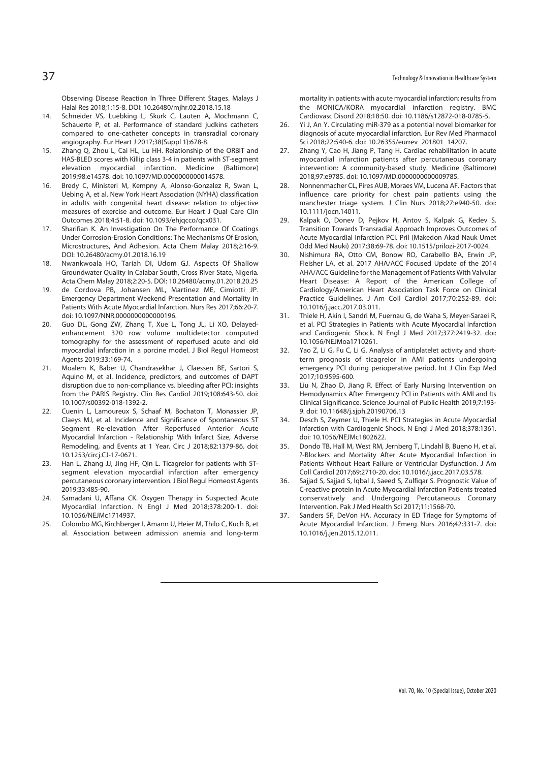Observing Disease Reaction In Three Different Stages. Malays J Halal Res 2018;1:15-8. DOI: 10.26480/mjhr.02.2018.15.18

14. Schneider VS, Luebking L, Skurk C, Lauten A, Mochmann C, Schauerte P, et al. Performance of standard judkins catheters compared to one-catheter concepts in transradial coronary angiography. Eur Heart J 2017;38(Suppl 1):678-8.
15. Zhang Q, Zhou L, Cai HL, Lu HH. Relationship of the ORBIT and HAS-BLED scores with Killip class 3-4 in patients with ST-segment elevation myocardial infarction. Medicine (Baltimore) 2019;98:e14578. doi: 10.1097/MD.0000000000014578.
16. Bredy C, Ministeri M, Kempny A, Alonso-Gonzalez R, Swan L, Uebing A, et al. New York Heart Association (NYHA) classification in adults with congenital heart disease: relation to objective measures of exercise and outcome. Eur Heart J Qual Care Clin Outcomes 2018;4:51-8. doi: 10.1093/ehjqcco/qcx031.
17. Sharifian K. An Investigation On The Performance Of Coatings Under Corrosion-Erosion Conditions: The Mechanisms Of Erosion, Microstructures, And Adhesion. Acta Chem Malay 2018;2:16-9. DOI: 10.26480/acmy.01.2018.16.19
18. Nwankwoala HO, Tariah DI, Udom GJ. Aspects Of Shallow Groundwater Quality In Calabar South, Cross River State, Nigeria. Acta Chem Malay 2018;2:20-5. DOI: 10.26480/acmy.01.2018.20.25
19. de Cordova PB, Johansen ML, Martinez ME, Cimiotti JP. Emergency Department Weekend Presentation and Mortality in Patients With Acute Myocardial Infarction. Nurs Res 2017;66:20-7. doi: 10.1097/NNR.0000000000000196.
20. Guo DL, Gong ZW, Zhang T, Xue L, Tong JL, Li XQ. Delayed-enhancement 320 row volume multidetector computed tomography for the assessment of reperfused acute and old myocardial infarction in a porcine model. J Biol Regul Homeost Agents 2019;33:169-74.
21. Moalem K, Baber U, Chandrasekhar J, Claessen BE, Sartori S, Aquino M, et al. Incidence, predictors, and outcomes of DAPT disruption due to non-compliance vs. bleeding after PCI: insights from the PARIS Registry. Clin Res Cardiol 2019;108:643-50. doi: 10.1007/s00392-018-1392-2.
22. Cuenin L, Lamoureux S, Schaaf M, Bochaton T, Monassier JP, Claeys MJ, et al. Incidence and Significance of Spontaneous ST Segment Re-elevation After Reperfused Anterior Acute Myocardial Infarction - Relationship With Infarct Size, Adverse Remodeling, and Events at 1 Year. Circ J 2018;82:1379-86. doi: 10.1253/circj.CJ-17-0671.
23. Han L, Zhang JJ, Jing HF, Qin L. Ticagrelor for patients with ST-segment elevation myocardial infarction after emergency percutaneous coronary intervention. J Biol Regul Homeost Agents 2019;33:485-90.
24. Samadani U, Affana CK. Oxygen Therapy in Suspected Acute Myocardial Infarction. N Engl J Med 2018;378:200-1. doi: 10.1056/NEJMc1714937.
25. Colombo MG, Kirchberger I, Amann U, Heier M, Thilo C, Kuch B, et al. Association between admission anemia and long-term mortality in patients with acute myocardial infarction: results from the MONICA/KORA myocardial infarction registry. BMC Cardiovasc Disord 2018;18:50. doi: 10.1186/s12872-018-0785-5.
26. Yi J, An Y. Circulating miR-379 as a potential novel biomarker for diagnosis of acute myocardial infarction. Eur Rev Med Pharmacol Sci 2018;22:540-6. doi: 10.26355/eurrev_201801_14207.
27. Zhang Y, Cao H, Jiang P, Tang H. Cardiac rehabilitation in acute myocardial infarction patients after percutaneous coronary intervention: A community-based study. Medicine (Baltimore) 2018;97:e9785. doi: 10.1097/MD.0000000000009785.
28. Nonnenmacher CL, Pires AUB, Moraes VM, Lucena AF. Factors that influence care priority for chest pain patients using the manchester triage system. J Clin Nurs 2018;27:e940-50. doi: 10.1111/jocn.14011.
29. Kalpak O, Donev D, Pejkov H, Antov S, Kalpak G, Kedev S. Transition Towards Transradial Approach Improves Outcomes of Acute Myocardial Infarction PCI. Pril (Makedon Akad Nauk Umet Odd Med Nauki) 2017;38:69-78. doi: 10.1515/prilozi-2017-0024.
30. Nishimura RA, Otto CM, Bonow RO, Carabello BA, Erwin JP, Fleisher LA, et al. 2017 AHA/ACC Focused Update of the 2014 AHA/ACC Guideline for the Management of Patients With Valvular Heart Disease: A Report of the American College of Cardiology/American Heart Association Task Force on Clinical Practice Guidelines. J Am Coll Cardiol 2017;70:252-89. doi: 10.1016/j.jacc.2017.03.011.
31. Thiele H, Akin I, Sandri M, Fuernau G, de Waha S, Meyer-Saraei R, et al. PCI Strategies in Patients with Acute Myocardial Infarction and Cardiogenic Shock. N Engl J Med 2017;377:2419-32. doi: 10.1056/NEJMoa1710261.
32. Yao Z, Li G, Fu C, Li G. Analysis of antiplatelet activity and short-term prognosis of ticagrelor in AMI patients undergoing emergency PCI during perioperative period. Int J Clin Exp Med 2017;10:9595-600.
33. Liu N, Zhao D, Jiang R. Effect of Early Nursing Intervention on Hemodynamics After Emergency PCI in Patients with AMI and Its Clinical Significance. Science Journal of Public Health 2019;7:193-9. doi: 10.11648/j.sjph.20190706.13
34. Desch S, Zeymer U, Thiele H. PCI Strategies in Acute Myocardial Infarction with Cardiogenic Shock. N Engl J Med 2018;378:1361. doi: 10.1056/NEJMc1802622.
35. Dondo TB, Hall M, West RM, Jernberg T, Lindahl B, Bueno H, et al. ?-Blockers and Mortality After Acute Myocardial Infarction in Patients Without Heart Failure or Ventricular Dysfunction. J Am Coll Cardiol 2017;69:2710-20. doi: 10.1016/j.jacc.2017.03.578.
36. Sajjad S, Sajjad S, Iqbal J, Saeed S, Zulfiqar S. Prognostic Value of C-reactive protein in Acute Myocardial Infarction Patients treated conservatively and Undergoing Percutaneous Coronary Intervention. Pak J Med Health Sci 2017;11:1568-70.
37. Sanders SF, DeVon HA. Accuracy in ED Triage for Symptoms of Acute Myocardial Infarction. J Emerg Nurs 2016;42:331-7. doi: 10.1016/j.jen.2015.12.011.